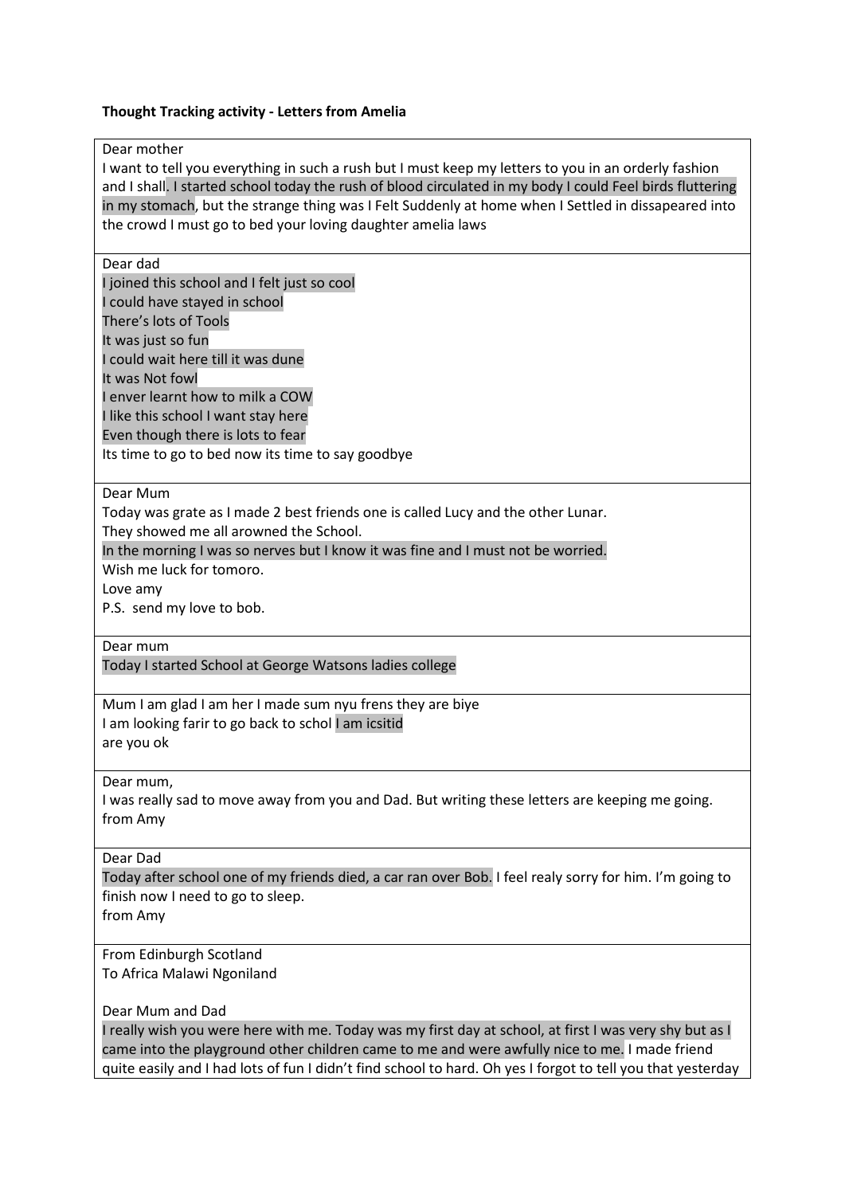**Thought Tracking activity - Letters from Amelia**

Dear mother
I want to tell you everything in such a rush but I must keep my letters to you in an orderly fashion and I shall. I started school today the rush of blood circulated in my body I could Feel birds fluttering in my stomach, but the strange thing was I Felt Suddenly at home when I Settled in dissapeared into the crowd I must go to bed your loving daughter amelia laws

---

Dear dad
I joined this school and I felt just so cool
I could have stayed in school
There's lots of Tools
It was just so fun
I could wait here till it was dune
It was Not fowl
I enver learnt how to milk a COW
I like this school I want stay here
Even though there is lots to fear
Its time to go to bed now its time to say goodbye

---

Dear Mum
Today was grate as I made 2 best friends one is called Lucy and the other Lunar.
They showed me all arowned the School.
In the morning I was so nerves but I know it was fine and I must not be worried.
Wish me luck for tomoro.
Love amy
P.S. send my love to bob.

---

Dear mum
Today I started School at George Watsons ladies college

---

Mum I am glad I am her I made sum nyu frens they are biye
I am looking farir to go back to schol I am icsitid
are you ok

---

Dear mum,
I was really sad to move away from you and Dad. But writing these letters are keeping me going.
from Amy

---

Dear Dad
Today after school one of my friends died, a car ran over Bob. I feel realy sorry for him. I'm going to finish now I need to go to sleep.
from Amy

---

From Edinburgh Scotland
To Africa Malawi Ngoniland

Dear Mum and Dad
I really wish you were here with me. Today was my first day at school, at first I was very shy but as I came into the playground other children came to me and were awfully nice to me. I made friend quite easily and I had lots of fun I didn't find school to hard. Oh yes I forgot to tell you that yesterday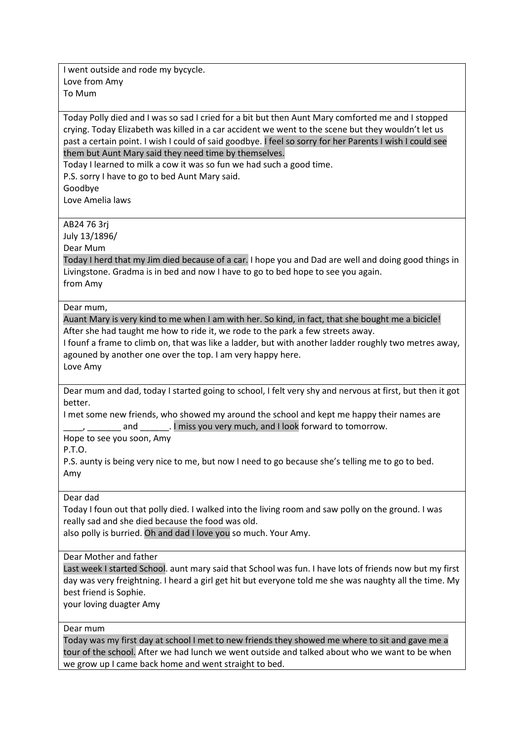I went outside and rode my bycycle.
Love from Amy
To Mum

---

Today Polly died and I was so sad I cried for a bit but then Aunt Mary comforted me and I stopped crying. Today Elizabeth was killed in a car accident we went to the scene but they wouldn't let us past a certain point. I wish I could of said goodbye. I feel so sorry for her Parents I wish I could see them but Aunt Mary said they need time by themselves.
Today I learned to milk a cow it was so fun we had such a good time.
P.S. sorry I have to go to bed Aunt Mary said.
Goodbye
Love Amelia laws

---

AB24 76 3rj
July 13/1896/
Dear Mum
Today I herd that my Jim died because of a car. I hope you and Dad are well and doing good things in Livingstone. Gradma is in bed and now I have to go to bed hope to see you again.
from Amy

---

Dear mum,
Auant Mary is very kind to me when I am with her. So kind, in fact, that she bought me a bicicle! After she had taught me how to ride it, we rode to the park a few streets away.
I founf a frame to climb on, that was like a ladder, but with another ladder roughly two metres away, agouned by another one over the top. I am very happy here.
Love Amy

---

Dear mum and dad, today I started going to school, I felt very shy and nervous at first, but then it got better.
I met some new friends, who showed my around the school and kept me happy their names are ____, _______ and ______. I miss you very much, and I look forward to tomorrow.
Hope to see you soon, Amy
P.T.O.
P.S. aunty is being very nice to me, but now I need to go because she's telling me to go to bed.
Amy

---

Dear dad
Today I foun out that polly died. I walked into the living room and saw polly on the ground. I was really sad and she died because the food was old.
also polly is burried. Oh and dad I love you so much. Your Amy.

---

Dear Mother and father
Last week I started School. aunt mary said that School was fun. I have lots of friends now but my first day was very freightning. I heard a girl get hit but everyone told me she was naughty all the time. My best friend is Sophie.
your loving duagter Amy

---

Dear mum
Today was my first day at school I met to new friends they showed me where to sit and gave me a tour of the school. After we had lunch we went outside and talked about who we want to be when we grow up I came back home and went straight to bed.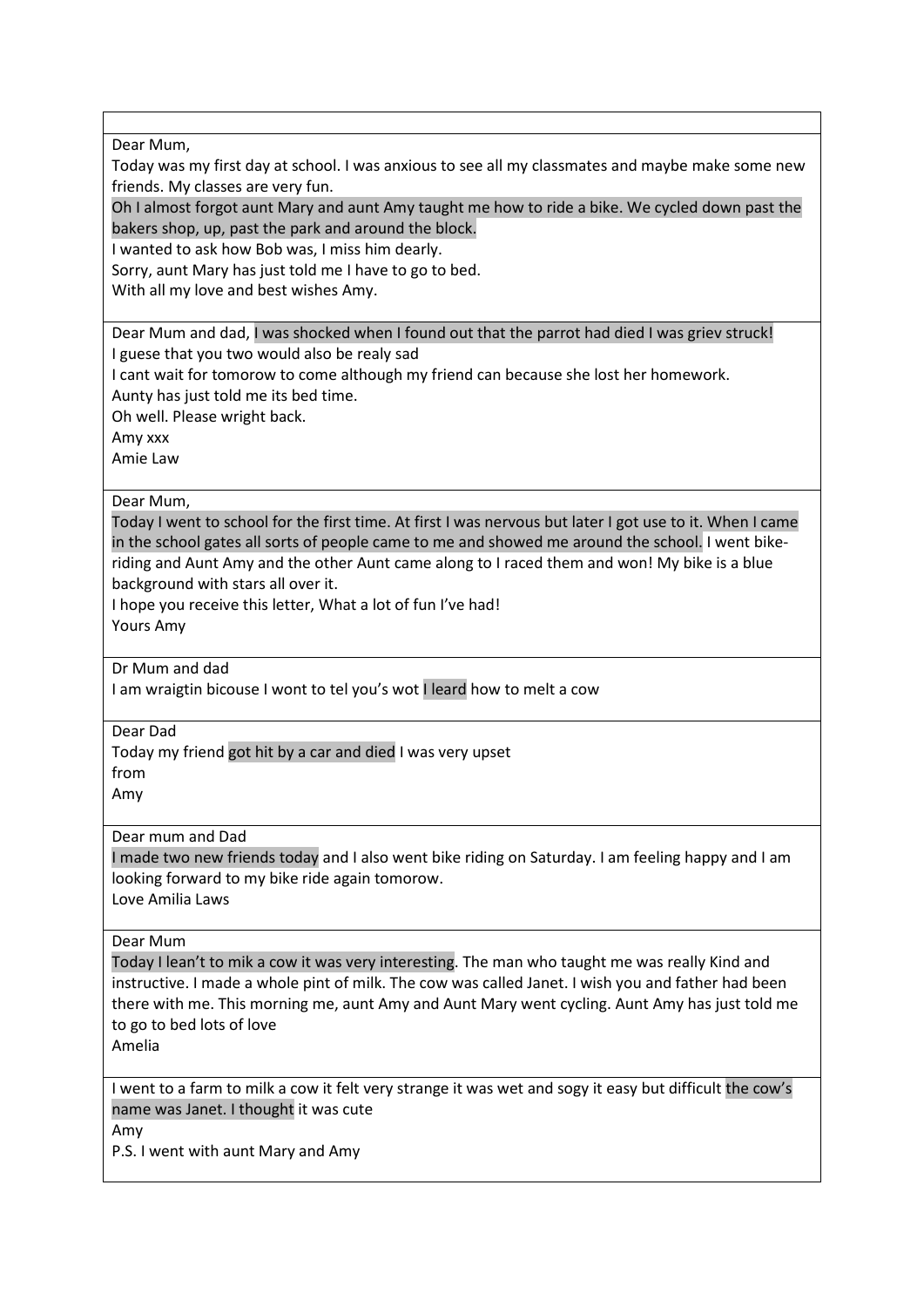| |
|---|
| Dear Mum,<br>Today was my first day at school. I was anxious to see all my classmates and maybe make some new friends. My classes are very fun.<br>Oh I almost forgot aunt Mary and aunt Amy taught me how to ride a bike. We cycled down past the bakers shop, up, past the park and around the block.<br>I wanted to ask how Bob was, I miss him dearly.<br>Sorry, aunt Mary has just told me I have to go to bed.<br>With all my love and best wishes Amy. |
| Dear Mum and dad, I was shocked when I found out that the parrot had died I was griev struck!<br>I guese that you two would also be realy sad<br>I cant wait for tomorow to come although my friend can because she lost her homework.<br>Aunty has just told me its bed time.<br>Oh well. Please wright back.<br>Amy xxx<br>Amie Law |
| Dear Mum,<br>Today I went to school for the first time. At first I was nervous but later I got use to it. When I came in the school gates all sorts of people came to me and showed me around the school. I went bike-riding and Aunt Amy and the other Aunt came along to I raced them and won! My bike is a blue background with stars all over it.<br>I hope you receive this letter, What a lot of fun I've had!<br>Yours Amy |
| Dr Mum and dad<br>I am wraigtin bicouse I wont to tel you's wot I leard how to melt a cow |
| Dear Dad<br>Today my friend got hit by a car and died I was very upset<br>from<br>Amy |
| Dear mum and Dad<br>I made two new friends today and I also went bike riding on Saturday. I am feeling happy and I am looking forward to my bike ride again tomorow.<br>Love Amilia Laws |
| Dear Mum<br>Today I lean't to mik a cow it was very interesting. The man who taught me was really Kind and instructive. I made a whole pint of milk. The cow was called Janet. I wish you and father had been there with me. This morning me, aunt Amy and Aunt Mary went cycling. Aunt Amy has just told me to go to bed lots of love<br>Amelia |
| I went to a farm to milk a cow it felt very strange it was wet and sogy it easy but difficult the cow's name was Janet. I thought it was cute<br>Amy<br>P.S. I went with aunt Mary and Amy |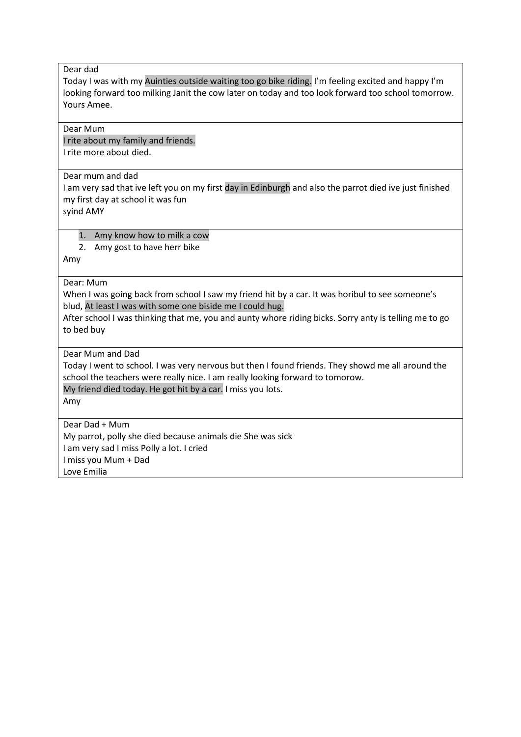| |
|---|
| Dear dad<br>Today I was with my Auinties outside waiting too go bike riding. I'm feeling excited and happy I'm looking forward too milking Janit the cow later on today and too look forward too school tomorrow.<br>Yours Amee. |
| Dear Mum<br>I rite about my family and friends.<br>I rite more about died. |
| Dear mum and dad<br>I am very sad that ive left you on my first day in Edinburgh and also the parrot died ive just finished my first day at school it was fun<br>syind AMY |
| 1. Amy know how to milk a cow<br>2. Amy gost to have herr bike<br>Amy |
| Dear: Mum<br>When I was going back from school I saw my friend hit by a car. It was horibul to see someone's blud, At least I was with some one biside me I could hug.<br>After school I was thinking that me, you and aunty whore riding bicks. Sorry anty is telling me to go to bed buy |
| Dear Mum and Dad<br>Today I went to school. I was very nervous but then I found friends. They showd me all around the school the teachers were really nice. I am really looking forward to tomorow.<br>My friend died today. He got hit by a car. I miss you lots.<br>Amy |
| Dear Dad + Mum<br>My parrot, polly she died because animals die She was sick<br>I am very sad I miss Polly a lot. I cried<br>I miss you Mum + Dad<br>Love Emilia |